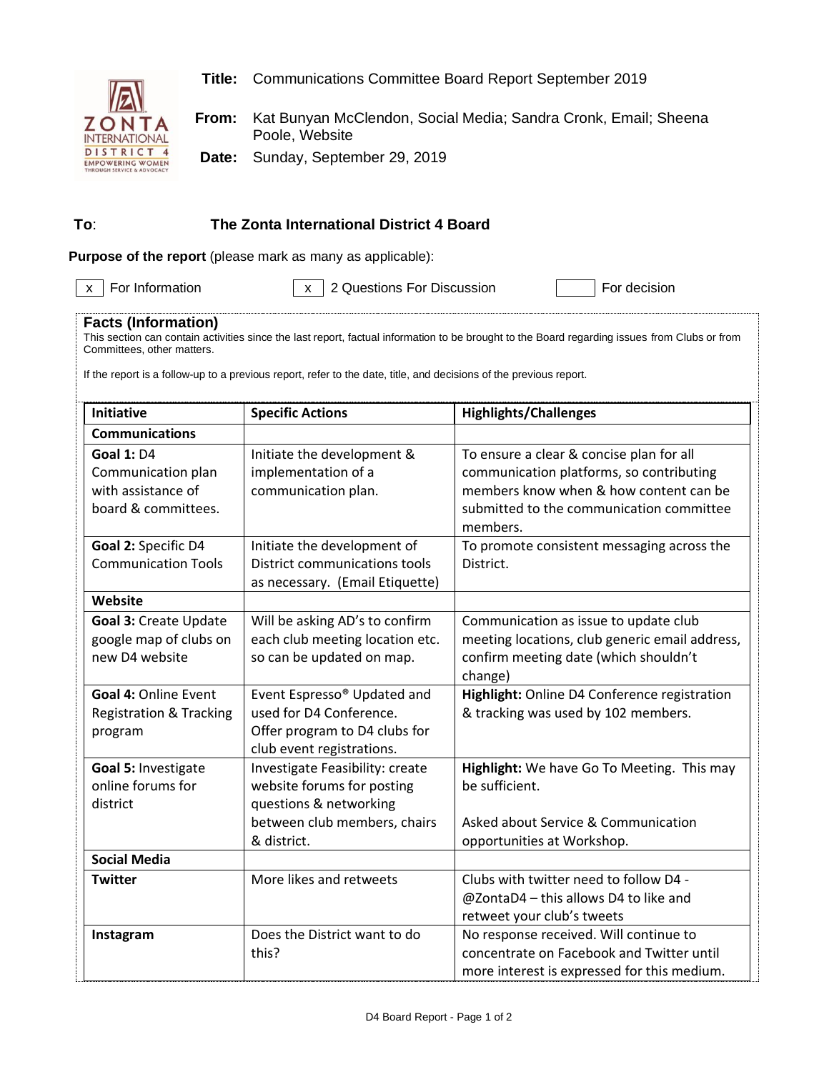**Title:** Communications Committee Board Report September 2019

**From:** Kat Bunyan McClendon, Social Media; Sandra Cronk, Email; Sheena Poole, Website

**Date:** Sunday, September 29, 2019

**To**: **The Zonta International District 4 Board**

**Purpose of the report** (please mark as many as applicable):

[x] For Information [x] 2 Questions For Discussion [ ] For decision

## Facts (Information)

This section can contain activities since the last report, factual information to be brought to the Board regarding issues from Clubs or from Committees, other matters.

If the report is a follow-up to a previous report, refer to the date, title, and decisions of the previous report.

| Initiative | Specific Actions | Highlights/Challenges |
|---|---|---|
| **Communications** | | |
| **Goal 1:** D4 Communication plan with assistance of board & committees. | Initiate the development & implementation of a communication plan. | To ensure a clear & concise plan for all communication platforms, so contributing members know when & how content can be submitted to the communication committee members. |
| **Goal 2:** Specific D4 Communication Tools | Initiate the development of District communications tools as necessary. (Email Etiquette) | To promote consistent messaging across the District. |
| **Website** | | |
| **Goal 3:** Create Update google map of clubs on new D4 website | Will be asking AD's to confirm each club meeting location etc. so can be updated on map. | Communication as issue to update club meeting locations, club generic email address, confirm meeting date (which shouldn't change) |
| **Goal 4:** Online Event Registration & Tracking program | Event Espresso® Updated and used for D4 Conference. Offer program to D4 clubs for club event registrations. | **Highlight:** Online D4 Conference registration & tracking was used by 102 members. |
| **Goal 5:** Investigate online forums for district | Investigate Feasibility: create website forums for posting questions & networking between club members, chairs & district. | **Highlight:** We have Go To Meeting. This may be sufficient.<br><br>Asked about Service & Communication opportunities at Workshop. |
| **Social Media** | | |
| **Twitter** | More likes and retweets | Clubs with twitter need to follow D4 - @ZontaD4 – this allows D4 to like and retweet your club's tweets |
| **Instagram** | Does the District want to do this? | No response received. Will continue to concentrate on Facebook and Twitter until more interest is expressed for this medium. |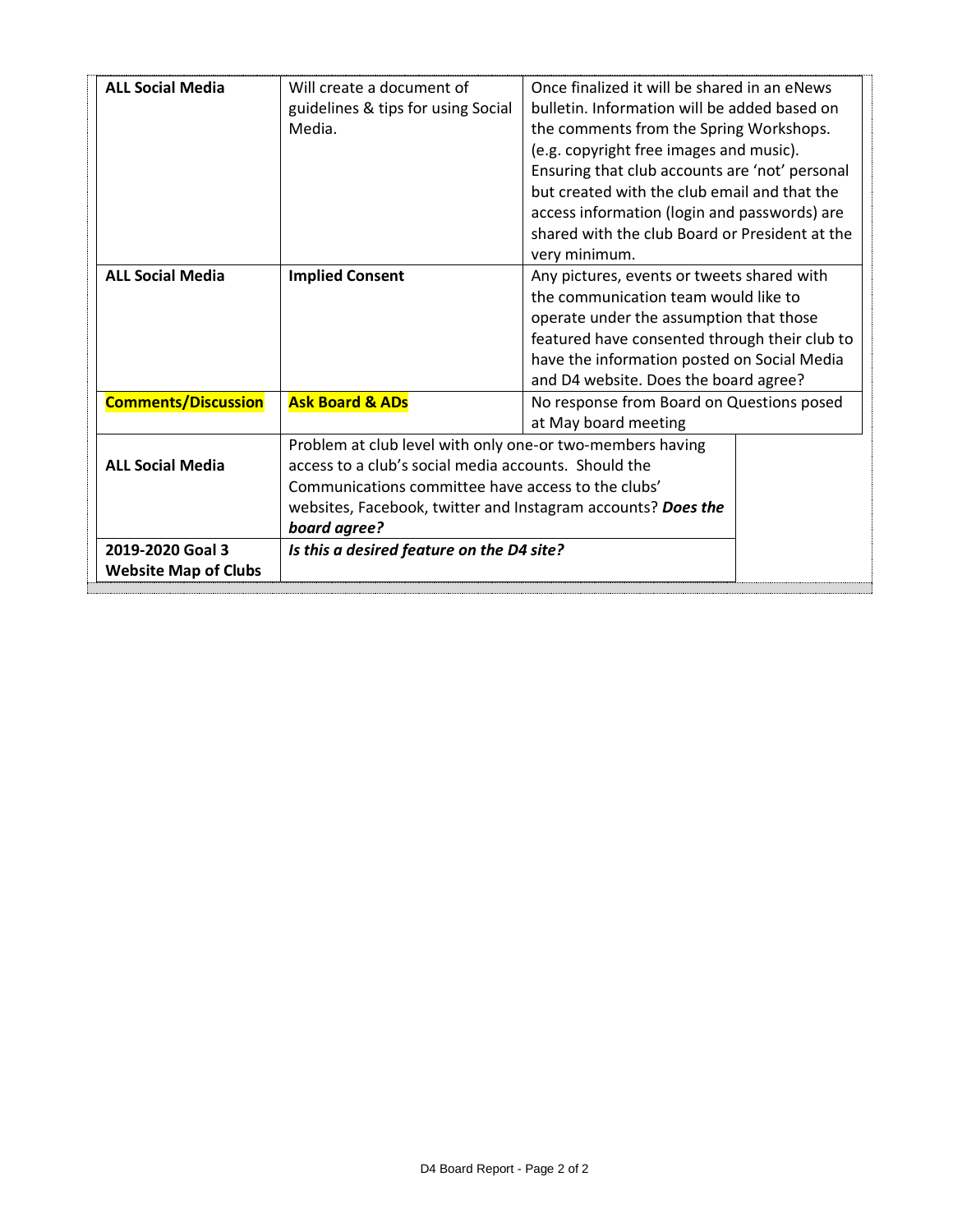| | | |
|---|---|---|
| **ALL Social Media** | Will create a document of guidelines & tips for using Social Media. | Once finalized it will be shared in an eNews bulletin. Information will be added based on the comments from the Spring Workshops. (e.g. copyright free images and music). Ensuring that club accounts are 'not' personal but created with the club email and that the access information (login and passwords) are shared with the club Board or President at the very minimum. |
| **ALL Social Media** | **Implied Consent** | Any pictures, events or tweets shared with the communication team would like to operate under the assumption that those featured have consented through their club to have the information posted on Social Media and D4 website. Does the board agree? |
| **Comments/Discussion** | **Ask Board & ADs** | No response from Board on Questions posed at May board meeting |
| **ALL Social Media** | Problem at club level with only one-or two-members having access to a club's social media accounts. Should the Communications committee have access to the clubs' websites, Facebook, twitter and Instagram accounts? ***Does the board agree?*** | |
| **2019-2020 Goal 3 Website Map of Clubs** | ***Is this a desired feature on the D4 site?*** | |